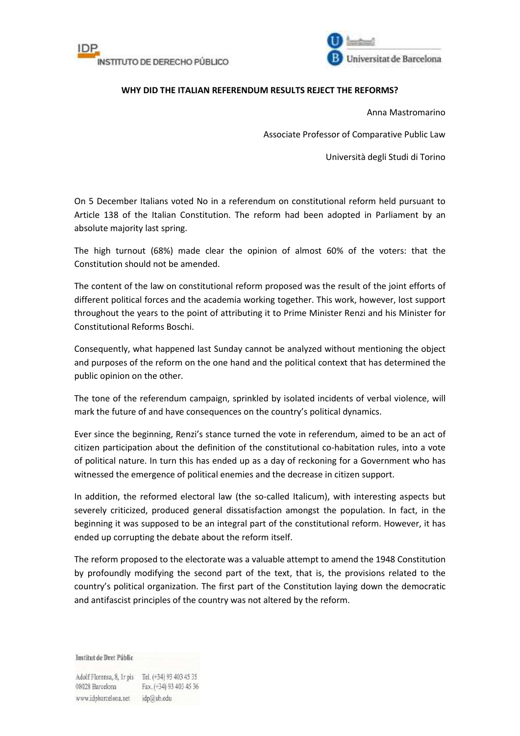# WHY DID THE ITALIAN REFERENDUM RESULTS REJECT THE REFORMS?

Anna Mastromarino

Associate Professor of Comparative Public Law

Università degli Studi di Torino

On 5 December Italians voted No in a referendum on constitutional reform held pursuant to Article 138 of the Italian Constitution. The reform had been adopted in Parliament by an absolute majority last spring.

The high turnout (68%) made clear the opinion of almost 60% of the voters: that the Constitution should not be amended.

The content of the law on constitutional reform proposed was the result of the joint efforts of different political forces and the academia working together. This work, however, lost support throughout the years to the point of attributing it to Prime Minister Renzi and his Minister for Constitutional Reforms Boschi.

Consequently, what happened last Sunday cannot be analyzed without mentioning the object and purposes of the reform on the one hand and the political context that has determined the public opinion on the other.

The tone of the referendum campaign, sprinkled by isolated incidents of verbal violence, will mark the future of and have consequences on the country's political dynamics.

Ever since the beginning, Renzi's stance turned the vote in referendum, aimed to be an act of citizen participation about the definition of the constitutional co-habitation rules, into a vote of political nature. In turn this has ended up as a day of reckoning for a Government who has witnessed the emergence of political enemies and the decrease in citizen support.

In addition, the reformed electoral law (the so-called Italicum), with interesting aspects but severely criticized, produced general dissatisfaction amongst the population. In fact, in the beginning it was supposed to be an integral part of the constitutional reform. However, it has ended up corrupting the debate about the reform itself.

The reform proposed to the electorate was a valuable attempt to amend the 1948 Constitution by profoundly modifying the second part of the text, that is, the provisions related to the country's political organization. The first part of the Constitution laying down the democratic and antifascist principles of the country was not altered by the reform.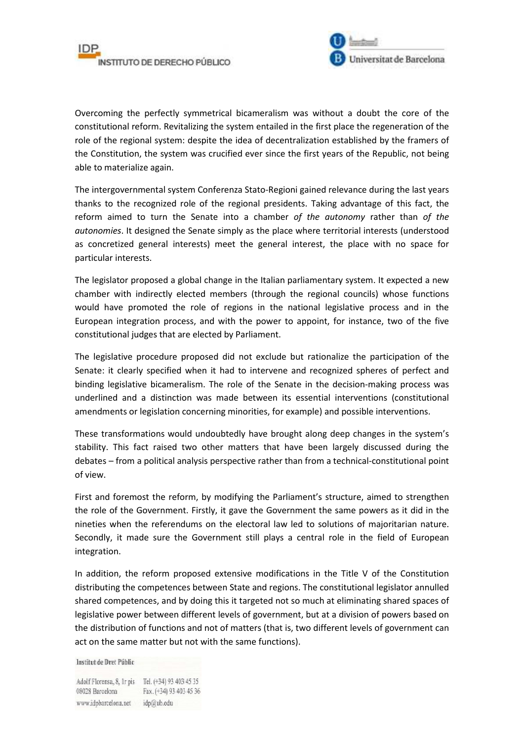Overcoming the perfectly symmetrical bicameralism was without a doubt the core of the constitutional reform. Revitalizing the system entailed in the first place the regeneration of the role of the regional system: despite the idea of decentralization established by the framers of the Constitution, the system was crucified ever since the first years of the Republic, not being able to materialize again.

The intergovernmental system Conferenza Stato-Regioni gained relevance during the last years thanks to the recognized role of the regional presidents. Taking advantage of this fact, the reform aimed to turn the Senate into a chamber *of the autonomy* rather than *of the autonomies*. It designed the Senate simply as the place where territorial interests (understood as concretized general interests) meet the general interest, the place with no space for particular interests.

The legislator proposed a global change in the Italian parliamentary system. It expected a new chamber with indirectly elected members (through the regional councils) whose functions would have promoted the role of regions in the national legislative process and in the European integration process, and with the power to appoint, for instance, two of the five constitutional judges that are elected by Parliament.

The legislative procedure proposed did not exclude but rationalize the participation of the Senate: it clearly specified when it had to intervene and recognized spheres of perfect and binding legislative bicameralism. The role of the Senate in the decision-making process was underlined and a distinction was made between its essential interventions (constitutional amendments or legislation concerning minorities, for example) and possible interventions.

These transformations would undoubtedly have brought along deep changes in the system's stability. This fact raised two other matters that have been largely discussed during the debates – from a political analysis perspective rather than from a technical-constitutional point of view.

First and foremost the reform, by modifying the Parliament's structure, aimed to strengthen the role of the Government. Firstly, it gave the Government the same powers as it did in the nineties when the referendums on the electoral law led to solutions of majoritarian nature. Secondly, it made sure the Government still plays a central role in the field of European integration.

In addition, the reform proposed extensive modifications in the Title V of the Constitution distributing the competences between State and regions. The constitutional legislator annulled shared competences, and by doing this it targeted not so much at eliminating shared spaces of legislative power between different levels of government, but at a division of powers based on the distribution of functions and not of matters (that is, two different levels of government can act on the same matter but not with the same functions).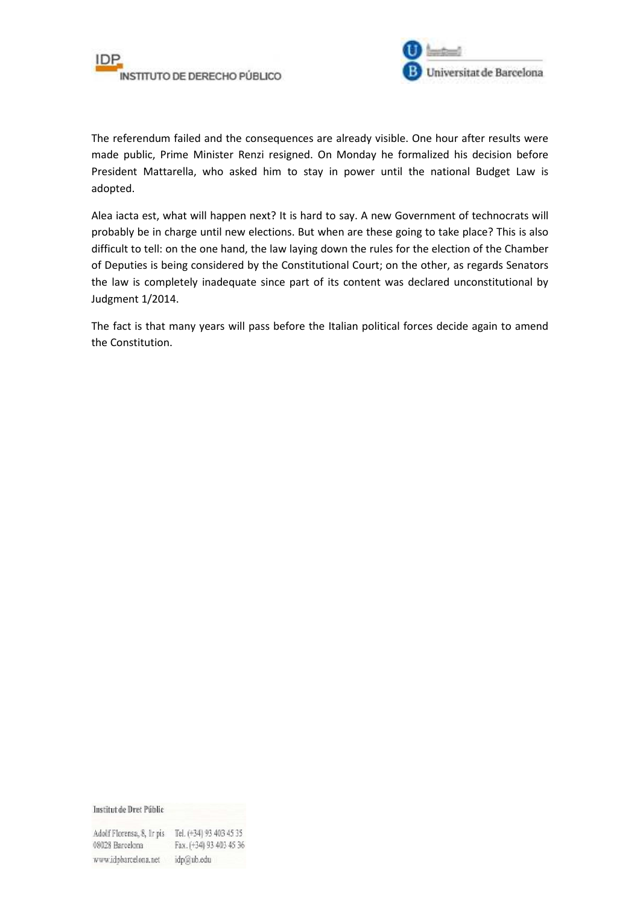The referendum failed and the consequences are already visible. One hour after results were made public, Prime Minister Renzi resigned. On Monday he formalized his decision before President Mattarella, who asked him to stay in power until the national Budget Law is adopted.

Alea iacta est, what will happen next? It is hard to say. A new Government of technocrats will probably be in charge until new elections. But when are these going to take place? This is also difficult to tell: on the one hand, the law laying down the rules for the election of the Chamber of Deputies is being considered by the Constitutional Court; on the other, as regards Senators the law is completely inadequate since part of its content was declared unconstitutional by Judgment 1/2014.

The fact is that many years will pass before the Italian political forces decide again to amend the Constitution.